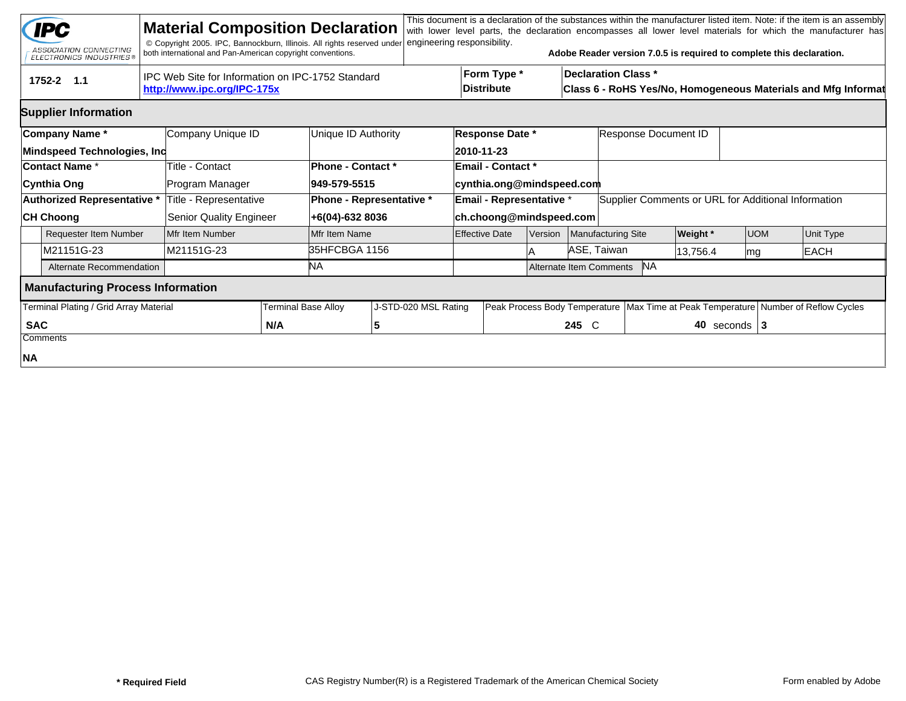# Material Composition Declaration

IPC ASSOCIATION CONNECTING ELECTRONICS INDUSTRIES®

© Copyright 2005. IPC, Bannockburn, Illinois. All rights reserved under both international and Pan-American copyright conventions.

This document is a declaration of the substances within the manufacturer listed item. Note: if the item is an assembly with lower level parts, the declaration encompasses all lower level materials for which the manufacturer has engineering responsibility.

**Adobe Reader version 7.0.5 is required to complete this declaration.**

| 1752-2 1.1 | IPC Web Site for Information on IPC-1752 Standard **http://www.ipc.org/IPC-175x** | **Form Type *** **Distribute** | **Declaration Class *** **Class 6 - RoHS Yes/No, Homogeneous Materials and Mfg Informat** |
|---|---|---|---|

## Supplier Information

| **Company Name *** | Company Unique ID | Unique ID Authority | **Response Date *** | Response Document ID |
|---|---|---|---|---|
| **Mindspeed Technologies, Inc** | | | **2010-11-23** | |
| **Contact Name *** | Title - Contact | **Phone - Contact *** | **Email - Contact *** | |
| **Cynthia Ong** | Program Manager | **949-579-5515** | **cynthia.ong@mindspeed.com** | |
| **Authorized Representative *** | Title - Representative | **Phone - Representative *** | **Email - Representative *** | Supplier Comments or URL for Additional Information |
| **CH Choong** | Senior Quality Engineer | **+6(04)-632 8036** | **ch.choong@mindspeed.com** | |

| Requester Item Number | Mfr Item Number | Mfr Item Name | Effective Date | Version | Manufacturing Site | **Weight *** | UOM | Unit Type |
|---|---|---|---|---|---|---|---|---|
| M21151G-23 | M21151G-23 | 35HFCBGA 1156 | | A | ASE, Taiwan | 13,756.4 | mg | EACH |
| Alternate Recommendation | | NA | | Alternate Item Comments | NA | | | |

## Manufacturing Process Information

| Terminal Plating / Grid Array Material | Terminal Base Alloy | J-STD-020 MSL Rating | Peak Process Body Temperature | Max Time at Peak Temperature | Number of Reflow Cycles |
|---|---|---|---|---|---|
| **SAC** | **N/A** | **5** | **245** C | **40** seconds | **3** |

Comments

**NA**

**\* Required Field**

CAS Registry Number(R) is a Registered Trademark of the American Chemical Society

Form enabled by Adobe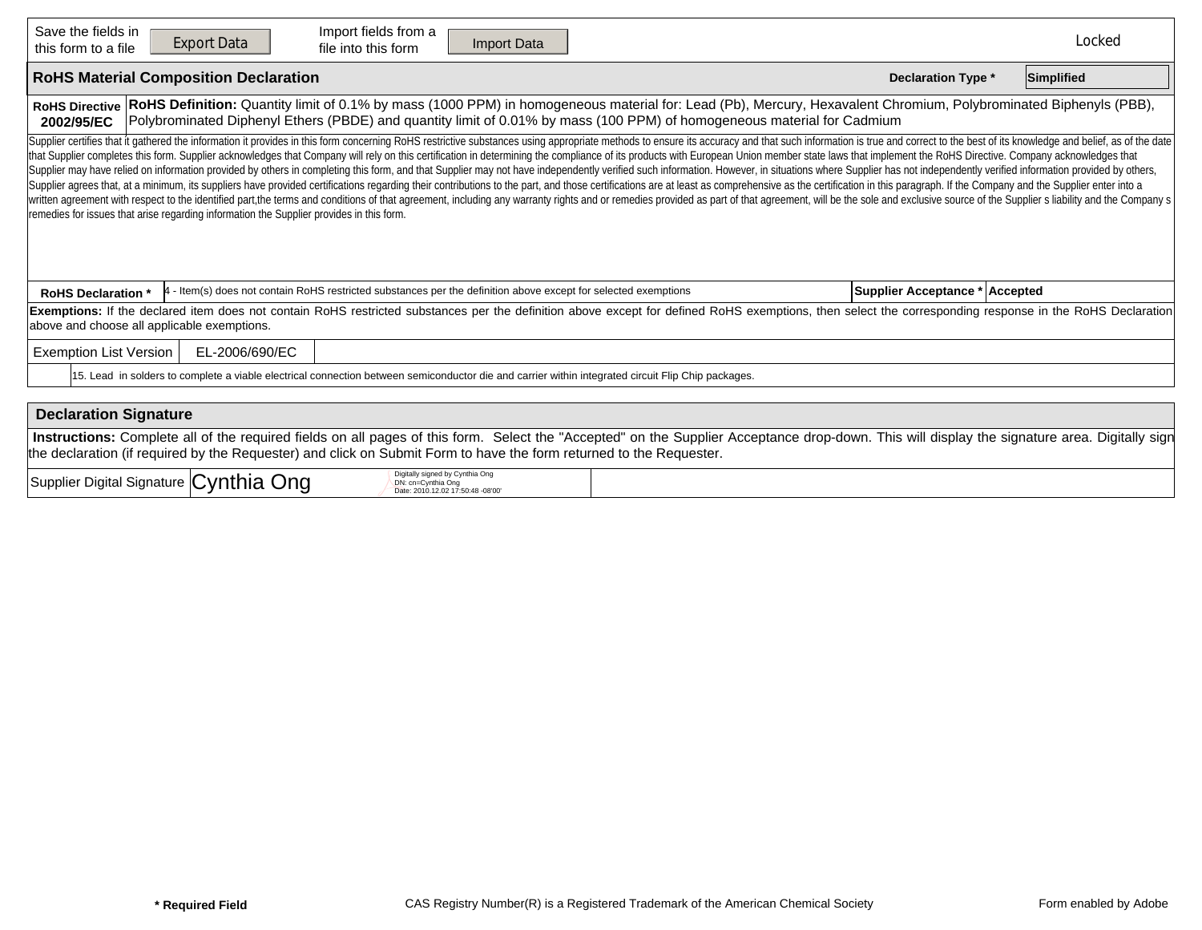| Save the fields in this form to a file | Export Data | Import fields from a file into this form | Import Data | Locked |
|---|---|---|---|---|

## RoHS Material Composition Declaration

**Declaration Type *** Simplified

**RoHS Directive 2002/95/EC**

**RoHS Definition:** Quantity limit of 0.1% by mass (1000 PPM) in homogeneous material for: Lead (Pb), Mercury, Hexavalent Chromium, Polybrominated Biphenyls (PBB), Polybrominated Diphenyl Ethers (PBDE) and quantity limit of 0.01% by mass (100 PPM) of homogeneous material for Cadmium

Supplier certifies that it gathered the information it provides in this form concerning RoHS restrictive substances using appropriate methods to ensure its accuracy and that such information is true and correct to the best of its knowledge and belief, as of the date that Supplier completes this form. Supplier acknowledges that Company will rely on this certification in determining the compliance of its products with European Union member state laws that implement the RoHS Directive. Company acknowledges that Supplier may have relied on information provided by others in completing this form, and that Supplier may not have independently verified such information. However, in situations where Supplier has not independently verified information provided by others, Supplier agrees that, at a minimum, its suppliers have provided certifications regarding their contributions to the part, and those certifications are at least as comprehensive as the certification in this paragraph. If the Company and the Supplier enter into a written agreement with respect to the identified part,the terms and conditions of that agreement, including any warranty rights and or remedies provided as part of that agreement, will be the sole and exclusive source of the Supplier s liability and the Company s remedies for issues that arise regarding information the Supplier provides in this form.

| **RoHS Declaration *** | 4 - Item(s) does not contain RoHS restricted substances per the definition above except for selected exemptions | **Supplier Acceptance *** | **Accepted** |
|---|---|---|---|

**Exemptions:** If the declared item does not contain RoHS restricted substances per the definition above except for defined RoHS exemptions, then select the corresponding response in the RoHS Declaration above and choose all applicable exemptions.

| Exemption List Version | EL-2006/690/EC |
|---|---|

15. Lead in solders to complete a viable electrical connection between semiconductor die and carrier within integrated circuit Flip Chip packages.

## Declaration Signature

**Instructions:** Complete all of the required fields on all pages of this form. Select the "Accepted" on the Supplier Acceptance drop-down. This will display the signature area. Digitally sign the declaration (if required by the Requester) and click on Submit Form to have the form returned to the Requester.

| Supplier Digital Signature | Cynthia Ong | Digitally signed by Cynthia Ong<br>DN: cn=Cynthia Ong<br>Date: 2010.12.02 17:50:48 -08'00' |
|---|---|---|

**\* Required Field** | CAS Registry Number(R) is a Registered Trademark of the American Chemical Society | Form enabled by Adobe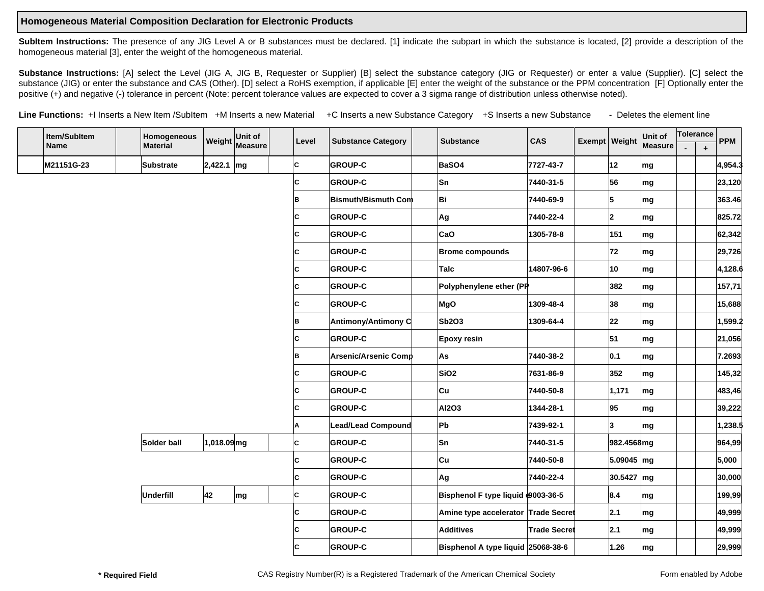## Homogeneous Material Composition Declaration for Electronic Products

**SubItem Instructions:** The presence of any JIG Level A or B substances must be declared. [1] indicate the subpart in which the substance is located, [2] provide a description of the homogeneous material [3], enter the weight of the homogeneous material.

**Substance Instructions:** [A] select the Level (JIG A, JIG B, Requester or Supplier) [B] select the substance category (JIG or Requester) or enter a value (Supplier). [C] select the substance (JIG) or enter the substance and CAS (Other). [D] select a RoHS exemption, if applicable [E] enter the weight of the substance or the PPM concentration [F] Optionally enter the positive (+) and negative (-) tolerance in percent (Note: percent tolerance values are expected to cover a 3 sigma range of distribution unless otherwise noted).

**Line Functions:** +I Inserts a New Item /SubItem +M Inserts a new Material +C Inserts a new Substance Category +S Inserts a new Substance - Deletes the element line

| Item/SubItem Name | Homogeneous Material | Weight | Unit of Measure | Level | Substance Category | Substance | CAS | Exempt | Weight | Unit of Measure | Tolerance - | Tolerance + | PPM |
|---|---|---|---|---|---|---|---|---|---|---|---|---|---|
| M21151G-23 | Substrate | 2,422.1 | mg | C | GROUP-C | BaSO4 | 7727-43-7 | | 12 | mg | | | 4,954.3 |
| | | | | C | GROUP-C | Sn | 7440-31-5 | | 56 | mg | | | 23,120 |
| | | | | B | Bismuth/Bismuth Com | Bi | 7440-69-9 | | 5 | mg | | | 363.46 |
| | | | | C | GROUP-C | Ag | 7440-22-4 | | 2 | mg | | | 825.72 |
| | | | | C | GROUP-C | CaO | 1305-78-8 | | 151 | mg | | | 62,342 |
| | | | | C | GROUP-C | Brome compounds | | | 72 | mg | | | 29,726 |
| | | | | C | GROUP-C | Talc | 14807-96-6 | | 10 | mg | | | 4,128.6 |
| | | | | C | GROUP-C | Polyphenylene ether (PP | | | 382 | mg | | | 157,71 |
| | | | | C | GROUP-C | MgO | 1309-48-4 | | 38 | mg | | | 15,688 |
| | | | | B | Antimony/Antimony C | Sb2O3 | 1309-64-4 | | 22 | mg | | | 1,599.2 |
| | | | | C | GROUP-C | Epoxy resin | | | 51 | mg | | | 21,056 |
| | | | | B | Arsenic/Arsenic Comp | As | 7440-38-2 | | 0.1 | mg | | | 7.2693 |
| | | | | C | GROUP-C | SiO2 | 7631-86-9 | | 352 | mg | | | 145,32 |
| | | | | C | GROUP-C | Cu | 7440-50-8 | | 1,171 | mg | | | 483,46 |
| | | | | C | GROUP-C | Al2O3 | 1344-28-1 | | 95 | mg | | | 39,222 |
| | | | | A | Lead/Lead Compound | Pb | 7439-92-1 | | 3 | mg | | | 1,238.5 |
| | Solder ball | 1,018.09 | mg | C | GROUP-C | Sn | 7440-31-5 | | 982.4568 | mg | | | 964,99 |
| | | | | C | GROUP-C | Cu | 7440-50-8 | | 5.09045 | mg | | | 5,000 |
| | | | | C | GROUP-C | Ag | 7440-22-4 | | 30.5427 | mg | | | 30,000 |
| | Underfill | 42 | mg | C | GROUP-C | Bisphenol F type liquid e | 9003-36-5 | | 8.4 | mg | | | 199,99 |
| | | | | C | GROUP-C | Amine type accelerator | Trade Secret | | 2.1 | mg | | | 49,999 |
| | | | | C | GROUP-C | Additives | Trade Secret | | 2.1 | mg | | | 49,999 |
| | | | | C | GROUP-C | Bisphenol A type liquid | 25068-38-6 | | 1.26 | mg | | | 29,999 |

**\* Required Field** CAS Registry Number(R) is a Registered Trademark of the American Chemical Society Form enabled by Adobe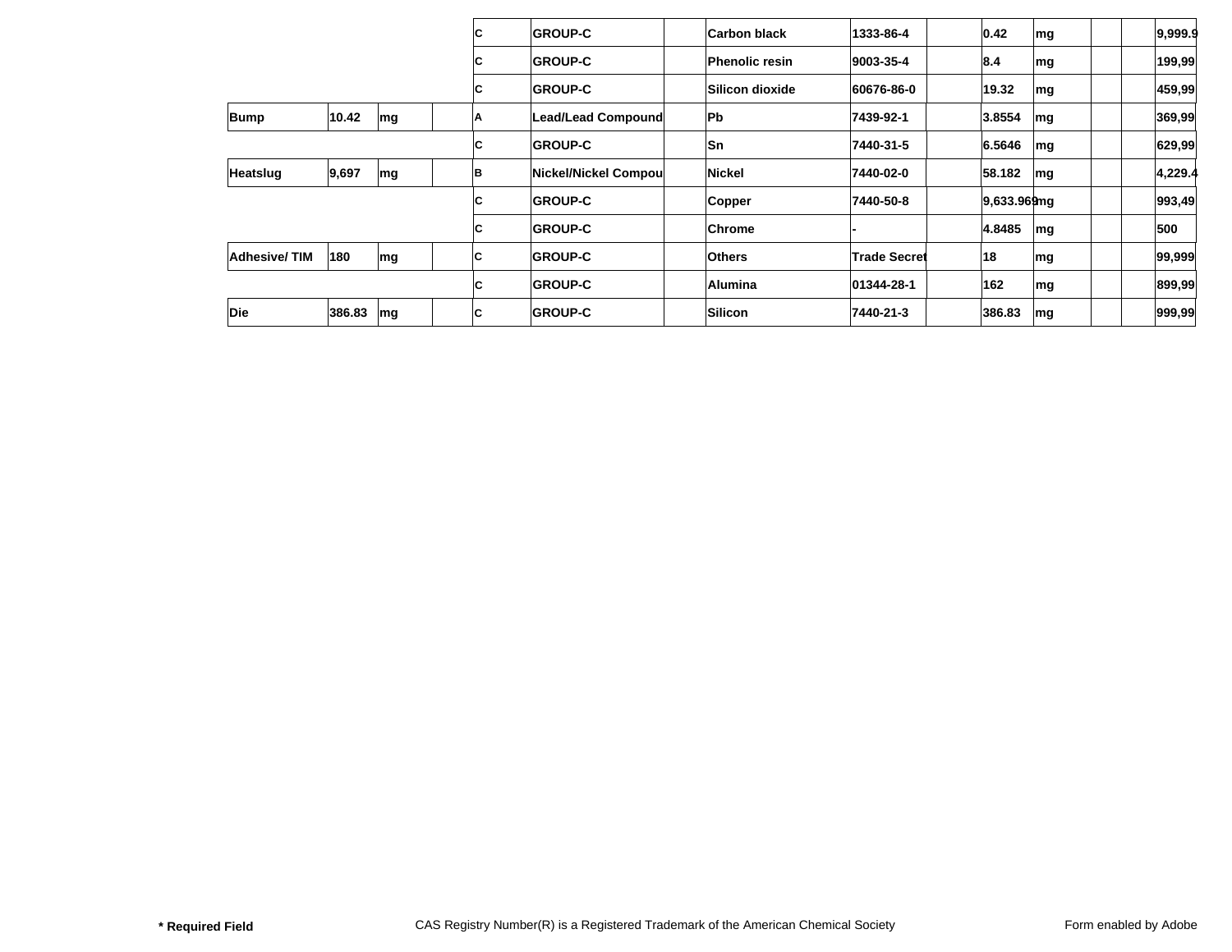| | | | | | | | | | | | | | | |
|---|---|---|---|---|---|---|---|---|---|---|---|---|---|---|
| | | | | C | GROUP-C | | Carbon black | 1333-86-4 | | 0.42 | mg | | | 9,999.9 |
| | | | | C | GROUP-C | | Phenolic resin | 9003-35-4 | | 8.4 | mg | | | 199,99 |
| | | | | C | GROUP-C | | Silicon dioxide | 60676-86-0 | | 19.32 | mg | | | 459,99 |
| Bump | 10.42 | mg | | A | Lead/Lead Compound | | Pb | 7439-92-1 | | 3.8554 | mg | | | 369,99 |
| | | | | C | GROUP-C | | Sn | 7440-31-5 | | 6.5646 | mg | | | 629,99 |
| Heatslug | 9,697 | mg | | B | Nickel/Nickel Compou | | Nickel | 7440-02-0 | | 58.182 | mg | | | 4,229.4 |
| | | | | C | GROUP-C | | Copper | 7440-50-8 | | 9,633.969 | mg | | | 993,49 |
| | | | | C | GROUP-C | | Chrome | - | | 4.8485 | mg | | | 500 |
| Adhesive/ TIM | 180 | mg | | C | GROUP-C | | Others | Trade Secret | | 18 | mg | | | 99,999 |
| | | | | C | GROUP-C | | Alumina | 01344-28-1 | | 162 | mg | | | 899,99 |
| Die | 386.83 | mg | | C | GROUP-C | | Silicon | 7440-21-3 | | 386.83 | mg | | | 999,99 |

**\* Required Field** CAS Registry Number(R) is a Registered Trademark of the American Chemical Society Form enabled by Adobe